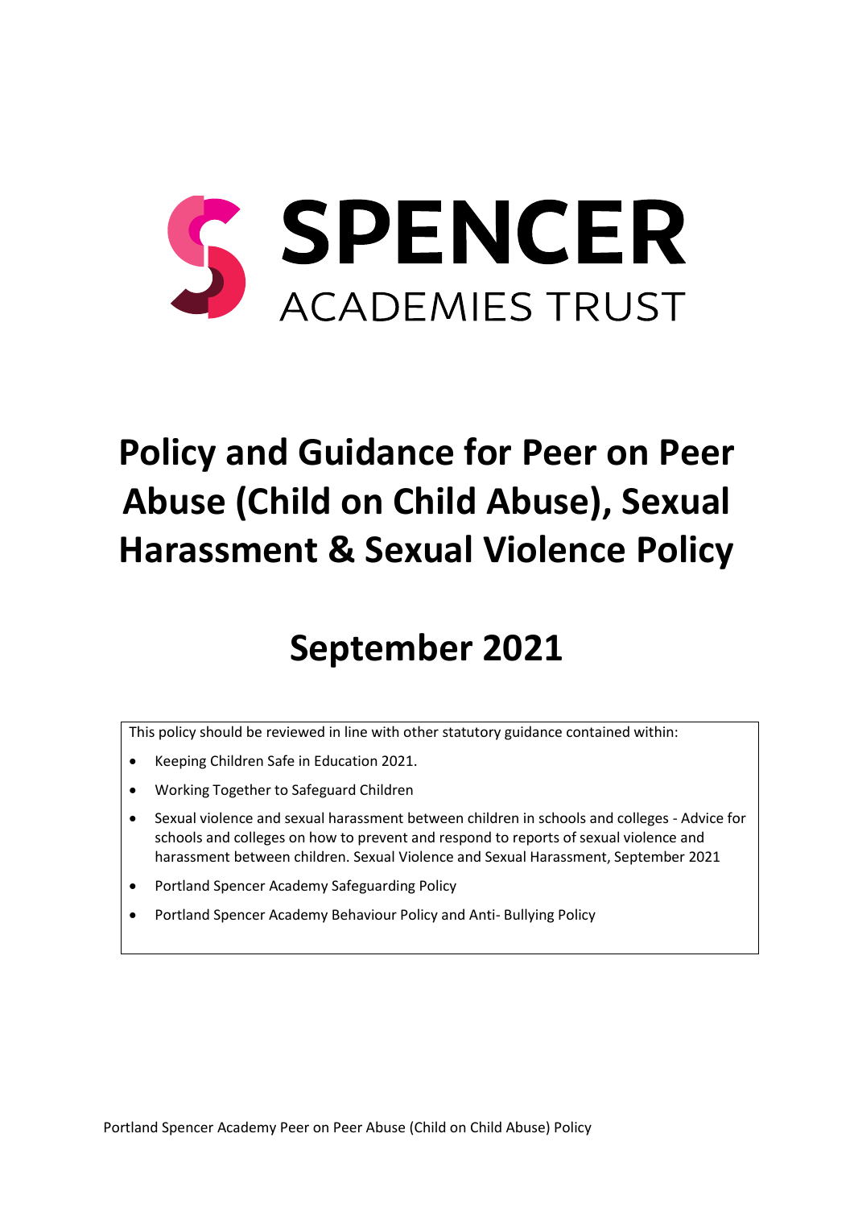SPENCER

ACADEMIES TRUST

# Policy and Guidance for Peer on Peer Abuse (Child on Child Abuse), Sexual Harassment & Sexual Violence Policy

## September 2021

This policy should be reviewed in line with other statutory guidance contained within:

- Keeping Children Safe in Education 2021.
- Working Together to Safeguard Children
- Sexual violence and sexual harassment between children in schools and colleges - Advice for schools and colleges on how to prevent and respond to reports of sexual violence and harassment between children. Sexual Violence and Sexual Harassment, September 2021
- Portland Spencer Academy Safeguarding Policy
- Portland Spencer Academy Behaviour Policy and Anti- Bullying Policy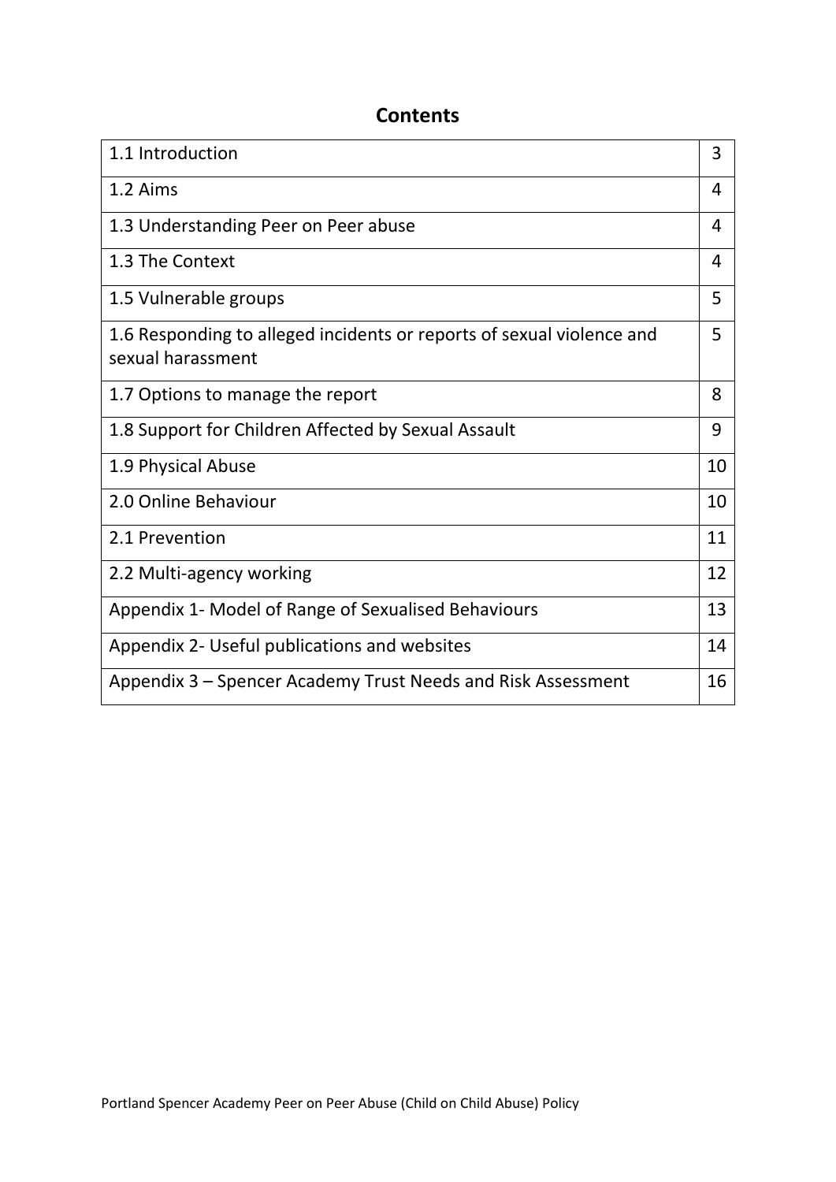# Contents

| | |
|---|---|
| 1.1 Introduction | 3 |
| 1.2 Aims | 4 |
| 1.3 Understanding Peer on Peer abuse | 4 |
| 1.3 The Context | 4 |
| 1.5 Vulnerable groups | 5 |
| 1.6 Responding to alleged incidents or reports of sexual violence and sexual harassment | 5 |
| 1.7 Options to manage the report | 8 |
| 1.8 Support for Children Affected by Sexual Assault | 9 |
| 1.9 Physical Abuse | 10 |
| 2.0 Online Behaviour | 10 |
| 2.1 Prevention | 11 |
| 2.2 Multi-agency working | 12 |
| Appendix 1- Model of Range of Sexualised Behaviours | 13 |
| Appendix 2- Useful publications and websites | 14 |
| Appendix 3 – Spencer Academy Trust Needs and Risk Assessment | 16 |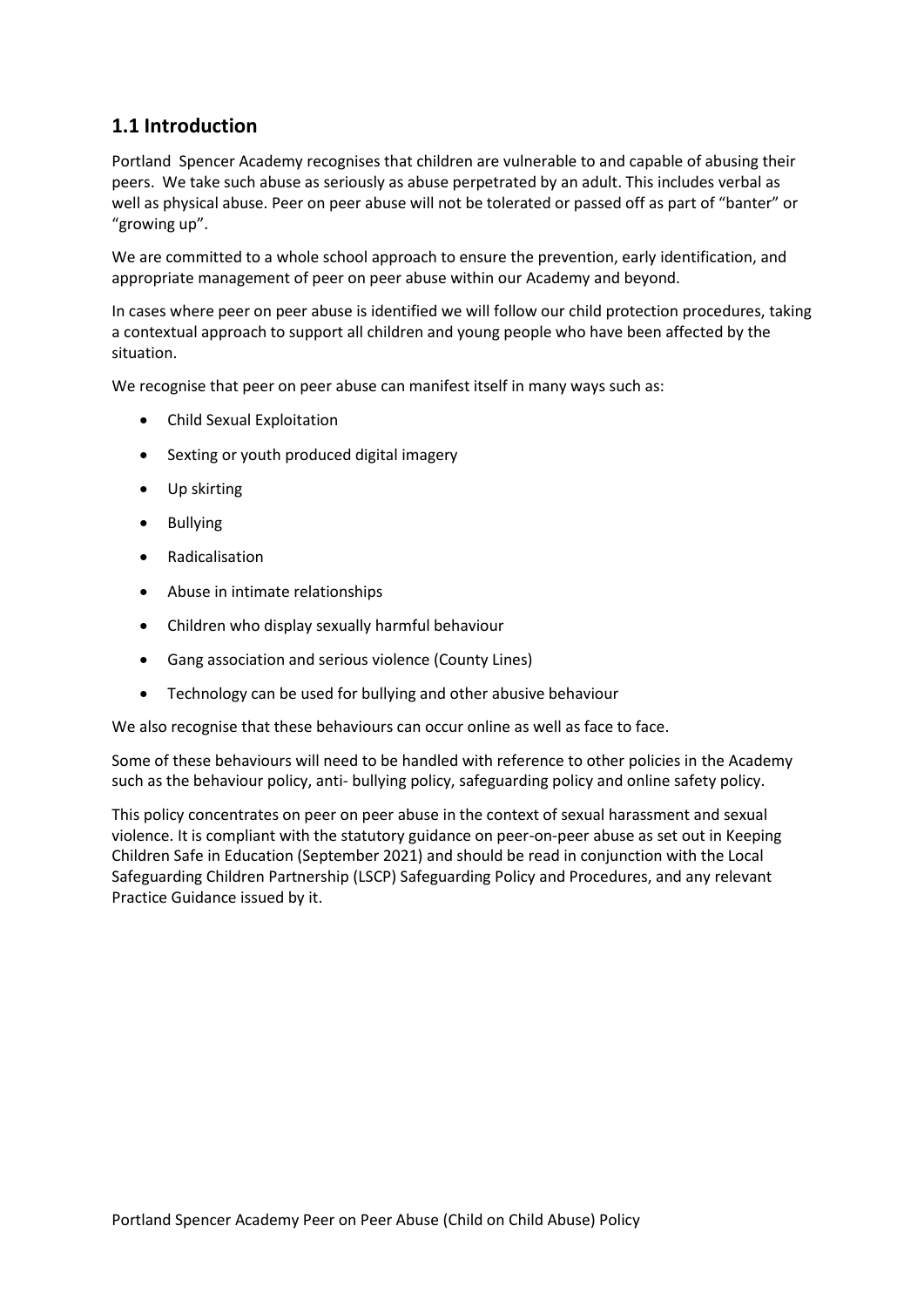## 1.1 Introduction

Portland Spencer Academy recognises that children are vulnerable to and capable of abusing their peers. We take such abuse as seriously as abuse perpetrated by an adult. This includes verbal as well as physical abuse. Peer on peer abuse will not be tolerated or passed off as part of "banter" or "growing up".

We are committed to a whole school approach to ensure the prevention, early identification, and appropriate management of peer on peer abuse within our Academy and beyond.

In cases where peer on peer abuse is identified we will follow our child protection procedures, taking a contextual approach to support all children and young people who have been affected by the situation.

We recognise that peer on peer abuse can manifest itself in many ways such as:

- Child Sexual Exploitation
- Sexting or youth produced digital imagery
- Up skirting
- Bullying
- Radicalisation
- Abuse in intimate relationships
- Children who display sexually harmful behaviour
- Gang association and serious violence (County Lines)
- Technology can be used for bullying and other abusive behaviour

We also recognise that these behaviours can occur online as well as face to face.

Some of these behaviours will need to be handled with reference to other policies in the Academy such as the behaviour policy, anti- bullying policy, safeguarding policy and online safety policy.

This policy concentrates on peer on peer abuse in the context of sexual harassment and sexual violence. It is compliant with the statutory guidance on peer-on-peer abuse as set out in Keeping Children Safe in Education (September 2021) and should be read in conjunction with the Local Safeguarding Children Partnership (LSCP) Safeguarding Policy and Procedures, and any relevant Practice Guidance issued by it.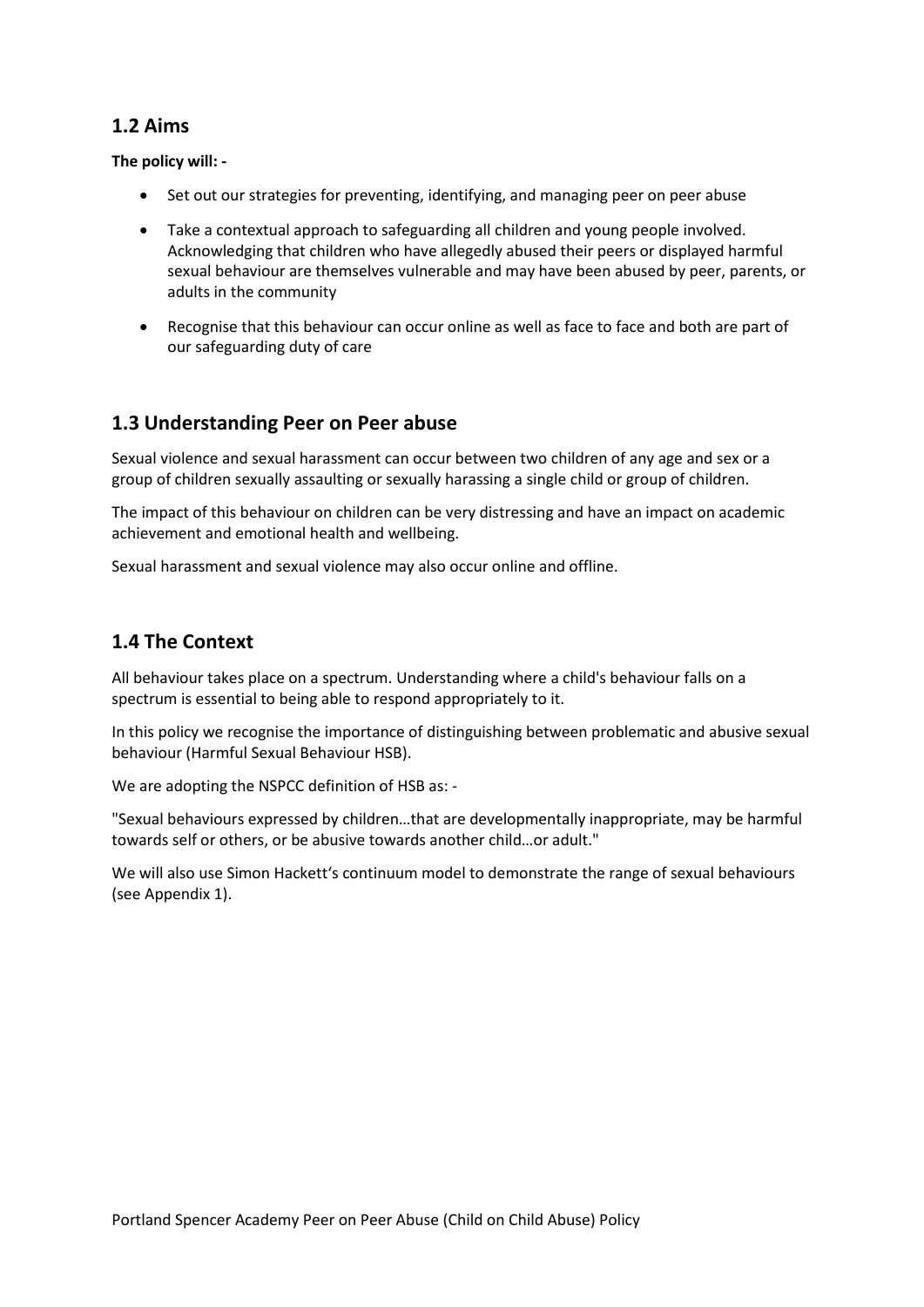## 1.2 Aims

**The policy will: -**

- Set out our strategies for preventing, identifying, and managing peer on peer abuse
- Take a contextual approach to safeguarding all children and young people involved. Acknowledging that children who have allegedly abused their peers or displayed harmful sexual behaviour are themselves vulnerable and may have been abused by peer, parents, or adults in the community
- Recognise that this behaviour can occur online as well as face to face and both are part of our safeguarding duty of care

## 1.3 Understanding Peer on Peer abuse

Sexual violence and sexual harassment can occur between two children of any age and sex or a group of children sexually assaulting or sexually harassing a single child or group of children.

The impact of this behaviour on children can be very distressing and have an impact on academic achievement and emotional health and wellbeing.

Sexual harassment and sexual violence may also occur online and offline.

## 1.4 The Context

All behaviour takes place on a spectrum. Understanding where a child's behaviour falls on a spectrum is essential to being able to respond appropriately to it.

In this policy we recognise the importance of distinguishing between problematic and abusive sexual behaviour (Harmful Sexual Behaviour HSB).

We are adopting the NSPCC definition of HSB as: -

"Sexual behaviours expressed by children…that are developmentally inappropriate, may be harmful towards self or others, or be abusive towards another child…or adult."

We will also use Simon Hackett's continuum model to demonstrate the range of sexual behaviours (see Appendix 1).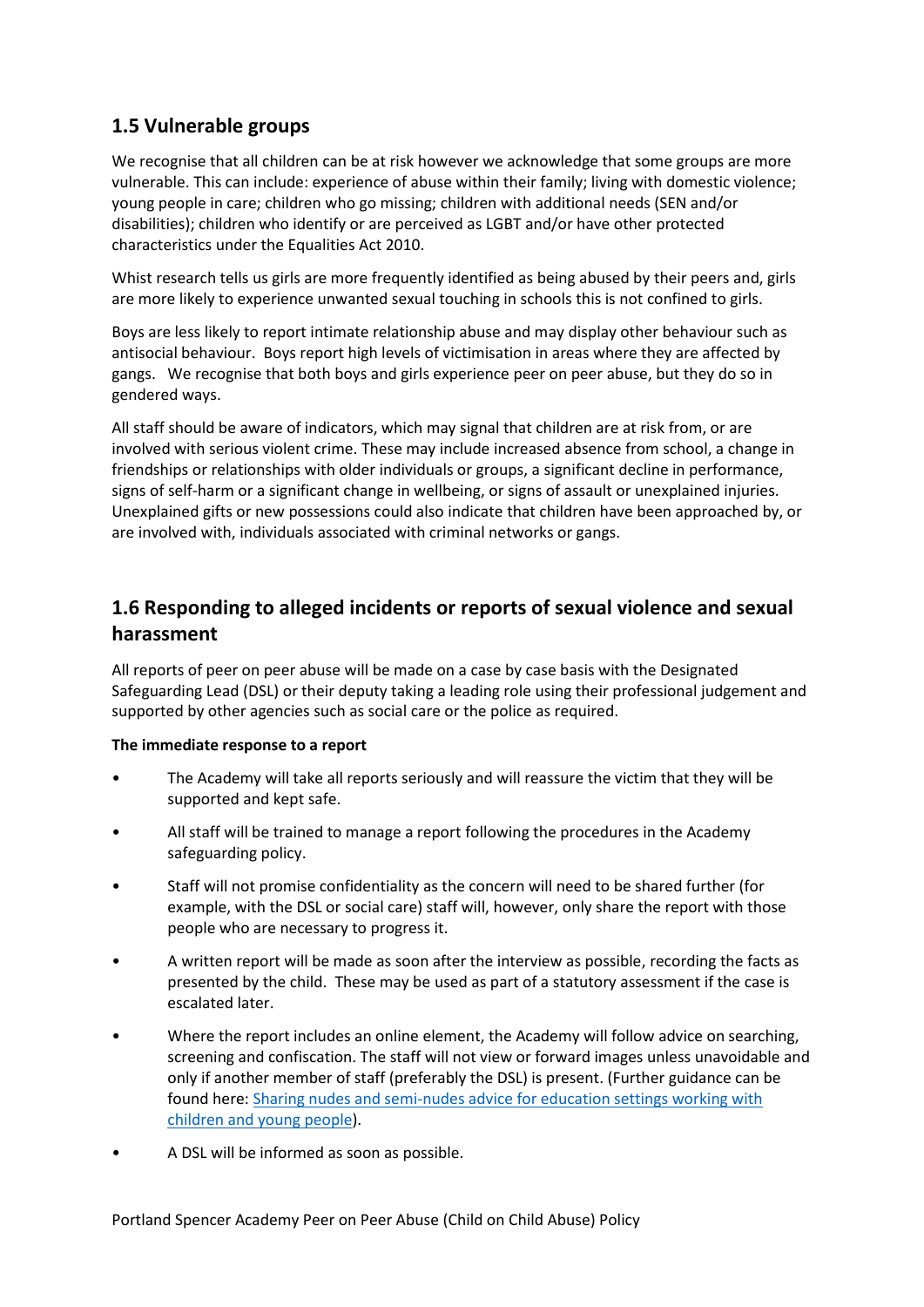## 1.5 Vulnerable groups

We recognise that all children can be at risk however we acknowledge that some groups are more vulnerable. This can include: experience of abuse within their family; living with domestic violence; young people in care; children who go missing; children with additional needs (SEN and/or disabilities); children who identify or are perceived as LGBT and/or have other protected characteristics under the Equalities Act 2010.

Whist research tells us girls are more frequently identified as being abused by their peers and, girls are more likely to experience unwanted sexual touching in schools this is not confined to girls.

Boys are less likely to report intimate relationship abuse and may display other behaviour such as antisocial behaviour. Boys report high levels of victimisation in areas where they are affected by gangs. We recognise that both boys and girls experience peer on peer abuse, but they do so in gendered ways.

All staff should be aware of indicators, which may signal that children are at risk from, or are involved with serious violent crime. These may include increased absence from school, a change in friendships or relationships with older individuals or groups, a significant decline in performance, signs of self-harm or a significant change in wellbeing, or signs of assault or unexplained injuries. Unexplained gifts or new possessions could also indicate that children have been approached by, or are involved with, individuals associated with criminal networks or gangs.

## 1.6 Responding to alleged incidents or reports of sexual violence and sexual harassment

All reports of peer on peer abuse will be made on a case by case basis with the Designated Safeguarding Lead (DSL) or their deputy taking a leading role using their professional judgement and supported by other agencies such as social care or the police as required.

**The immediate response to a report**

- The Academy will take all reports seriously and will reassure the victim that they will be supported and kept safe.
- All staff will be trained to manage a report following the procedures in the Academy safeguarding policy.
- Staff will not promise confidentiality as the concern will need to be shared further (for example, with the DSL or social care) staff will, however, only share the report with those people who are necessary to progress it.
- A written report will be made as soon after the interview as possible, recording the facts as presented by the child. These may be used as part of a statutory assessment if the case is escalated later.
- Where the report includes an online element, the Academy will follow advice on searching, screening and confiscation. The staff will not view or forward images unless unavoidable and only if another member of staff (preferably the DSL) is present. (Further guidance can be found here: Sharing nudes and semi-nudes advice for education settings working with children and young people).
- A DSL will be informed as soon as possible.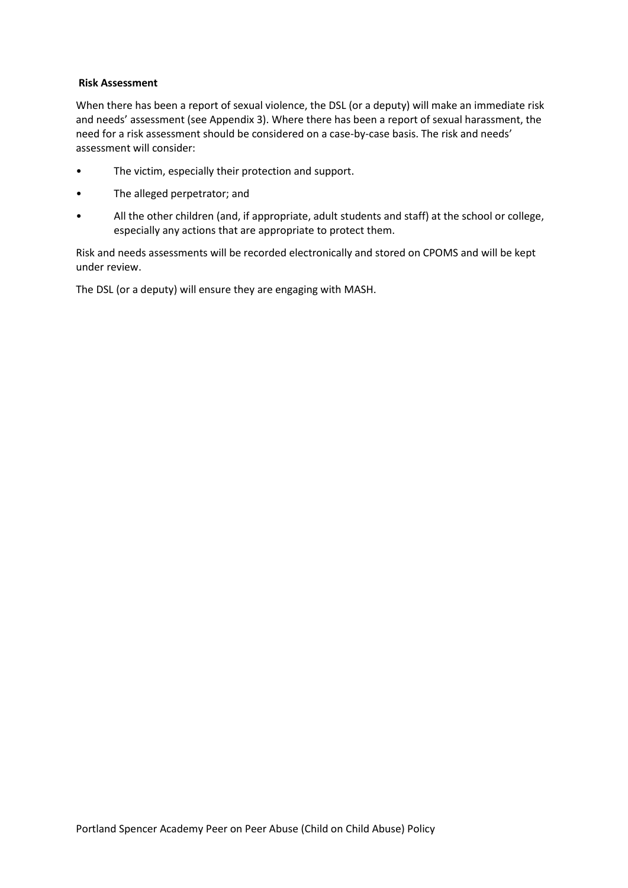**Risk Assessment**

When there has been a report of sexual violence, the DSL (or a deputy) will make an immediate risk and needs' assessment (see Appendix 3). Where there has been a report of sexual harassment, the need for a risk assessment should be considered on a case-by-case basis. The risk and needs' assessment will consider:

- The victim, especially their protection and support.
- The alleged perpetrator; and
- All the other children (and, if appropriate, adult students and staff) at the school or college, especially any actions that are appropriate to protect them.

Risk and needs assessments will be recorded electronically and stored on CPOMS and will be kept under review.

The DSL (or a deputy) will ensure they are engaging with MASH.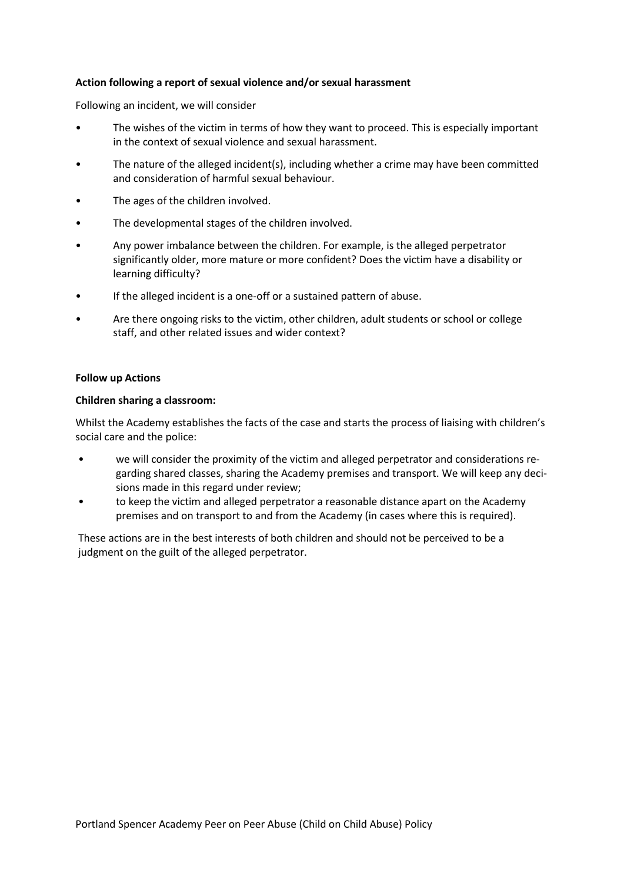**Action following a report of sexual violence and/or sexual harassment**

Following an incident, we will consider

- The wishes of the victim in terms of how they want to proceed. This is especially important in the context of sexual violence and sexual harassment.
- The nature of the alleged incident(s), including whether a crime may have been committed and consideration of harmful sexual behaviour.
- The ages of the children involved.
- The developmental stages of the children involved.
- Any power imbalance between the children. For example, is the alleged perpetrator significantly older, more mature or more confident? Does the victim have a disability or learning difficulty?
- If the alleged incident is a one-off or a sustained pattern of abuse.
- Are there ongoing risks to the victim, other children, adult students or school or college staff, and other related issues and wider context?

**Follow up Actions**

**Children sharing a classroom:**

Whilst the Academy establishes the facts of the case and starts the process of liaising with children's social care and the police:

- we will consider the proximity of the victim and alleged perpetrator and considerations regarding shared classes, sharing the Academy premises and transport. We will keep any decisions made in this regard under review;
- to keep the victim and alleged perpetrator a reasonable distance apart on the Academy premises and on transport to and from the Academy (in cases where this is required).

These actions are in the best interests of both children and should not be perceived to be a judgment on the guilt of the alleged perpetrator.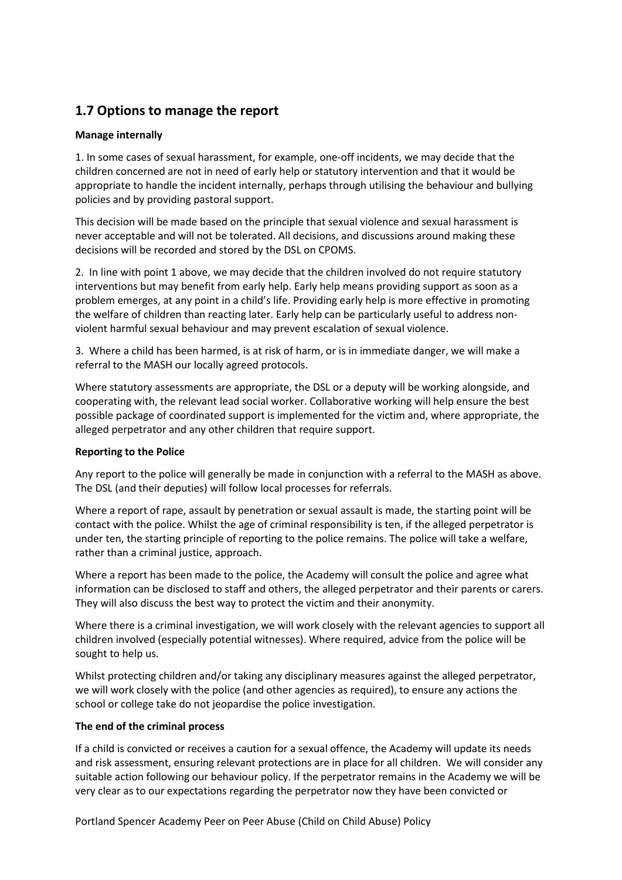## 1.7 Options to manage the report

**Manage internally**

1. In some cases of sexual harassment, for example, one-off incidents, we may decide that the children concerned are not in need of early help or statutory intervention and that it would be appropriate to handle the incident internally, perhaps through utilising the behaviour and bullying policies and by providing pastoral support.

This decision will be made based on the principle that sexual violence and sexual harassment is never acceptable and will not be tolerated. All decisions, and discussions around making these decisions will be recorded and stored by the DSL on CPOMS.

2. In line with point 1 above, we may decide that the children involved do not require statutory interventions but may benefit from early help. Early help means providing support as soon as a problem emerges, at any point in a child's life. Providing early help is more effective in promoting the welfare of children than reacting later. Early help can be particularly useful to address non-violent harmful sexual behaviour and may prevent escalation of sexual violence.

3. Where a child has been harmed, is at risk of harm, or is in immediate danger, we will make a referral to the MASH our locally agreed protocols.

Where statutory assessments are appropriate, the DSL or a deputy will be working alongside, and cooperating with, the relevant lead social worker. Collaborative working will help ensure the best possible package of coordinated support is implemented for the victim and, where appropriate, the alleged perpetrator and any other children that require support.

**Reporting to the Police**

Any report to the police will generally be made in conjunction with a referral to the MASH as above. The DSL (and their deputies) will follow local processes for referrals.

Where a report of rape, assault by penetration or sexual assault is made, the starting point will be contact with the police. Whilst the age of criminal responsibility is ten, if the alleged perpetrator is under ten, the starting principle of reporting to the police remains. The police will take a welfare, rather than a criminal justice, approach.

Where a report has been made to the police, the Academy will consult the police and agree what information can be disclosed to staff and others, the alleged perpetrator and their parents or carers. They will also discuss the best way to protect the victim and their anonymity.

Where there is a criminal investigation, we will work closely with the relevant agencies to support all children involved (especially potential witnesses). Where required, advice from the police will be sought to help us.

Whilst protecting children and/or taking any disciplinary measures against the alleged perpetrator, we will work closely with the police (and other agencies as required), to ensure any actions the school or college take do not jeopardise the police investigation.

**The end of the criminal process**

If a child is convicted or receives a caution for a sexual offence, the Academy will update its needs and risk assessment, ensuring relevant protections are in place for all children. We will consider any suitable action following our behaviour policy. If the perpetrator remains in the Academy we will be very clear as to our expectations regarding the perpetrator now they have been convicted or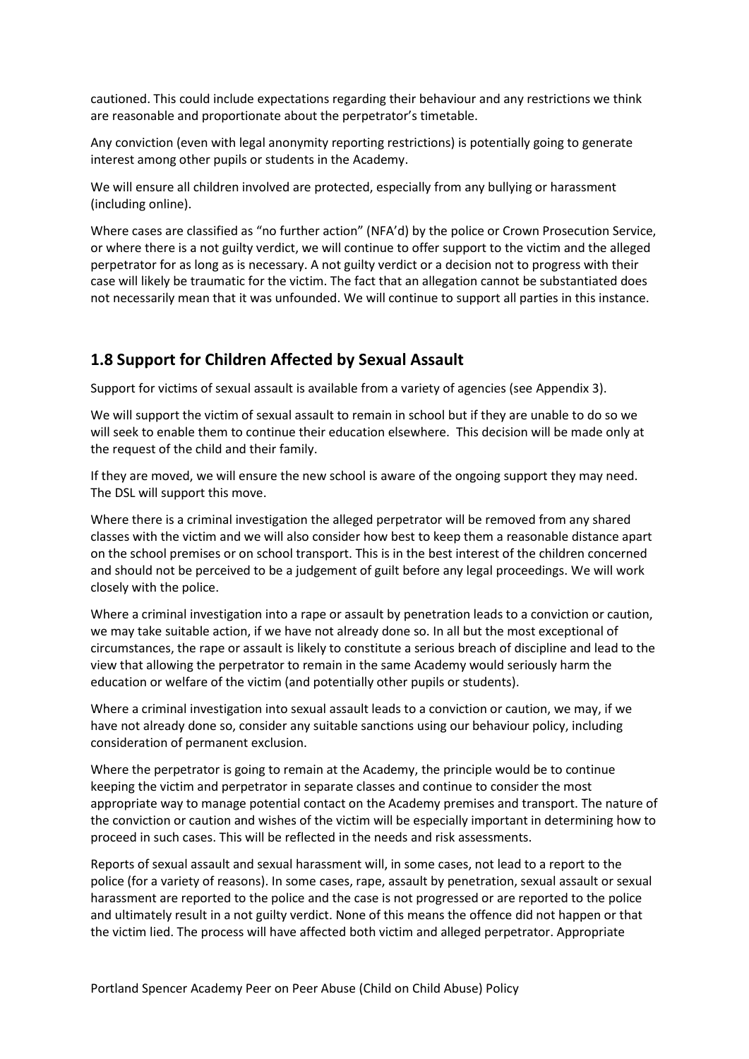cautioned. This could include expectations regarding their behaviour and any restrictions we think are reasonable and proportionate about the perpetrator's timetable.

Any conviction (even with legal anonymity reporting restrictions) is potentially going to generate interest among other pupils or students in the Academy.

We will ensure all children involved are protected, especially from any bullying or harassment (including online).

Where cases are classified as "no further action" (NFA'd) by the police or Crown Prosecution Service, or where there is a not guilty verdict, we will continue to offer support to the victim and the alleged perpetrator for as long as is necessary. A not guilty verdict or a decision not to progress with their case will likely be traumatic for the victim. The fact that an allegation cannot be substantiated does not necessarily mean that it was unfounded. We will continue to support all parties in this instance.

## 1.8 Support for Children Affected by Sexual Assault

Support for victims of sexual assault is available from a variety of agencies (see Appendix 3).

We will support the victim of sexual assault to remain in school but if they are unable to do so we will seek to enable them to continue their education elsewhere. This decision will be made only at the request of the child and their family.

If they are moved, we will ensure the new school is aware of the ongoing support they may need. The DSL will support this move.

Where there is a criminal investigation the alleged perpetrator will be removed from any shared classes with the victim and we will also consider how best to keep them a reasonable distance apart on the school premises or on school transport. This is in the best interest of the children concerned and should not be perceived to be a judgement of guilt before any legal proceedings. We will work closely with the police.

Where a criminal investigation into a rape or assault by penetration leads to a conviction or caution, we may take suitable action, if we have not already done so. In all but the most exceptional of circumstances, the rape or assault is likely to constitute a serious breach of discipline and lead to the view that allowing the perpetrator to remain in the same Academy would seriously harm the education or welfare of the victim (and potentially other pupils or students).

Where a criminal investigation into sexual assault leads to a conviction or caution, we may, if we have not already done so, consider any suitable sanctions using our behaviour policy, including consideration of permanent exclusion.

Where the perpetrator is going to remain at the Academy, the principle would be to continue keeping the victim and perpetrator in separate classes and continue to consider the most appropriate way to manage potential contact on the Academy premises and transport. The nature of the conviction or caution and wishes of the victim will be especially important in determining how to proceed in such cases. This will be reflected in the needs and risk assessments.

Reports of sexual assault and sexual harassment will, in some cases, not lead to a report to the police (for a variety of reasons). In some cases, rape, assault by penetration, sexual assault or sexual harassment are reported to the police and the case is not progressed or are reported to the police and ultimately result in a not guilty verdict. None of this means the offence did not happen or that the victim lied. The process will have affected both victim and alleged perpetrator. Appropriate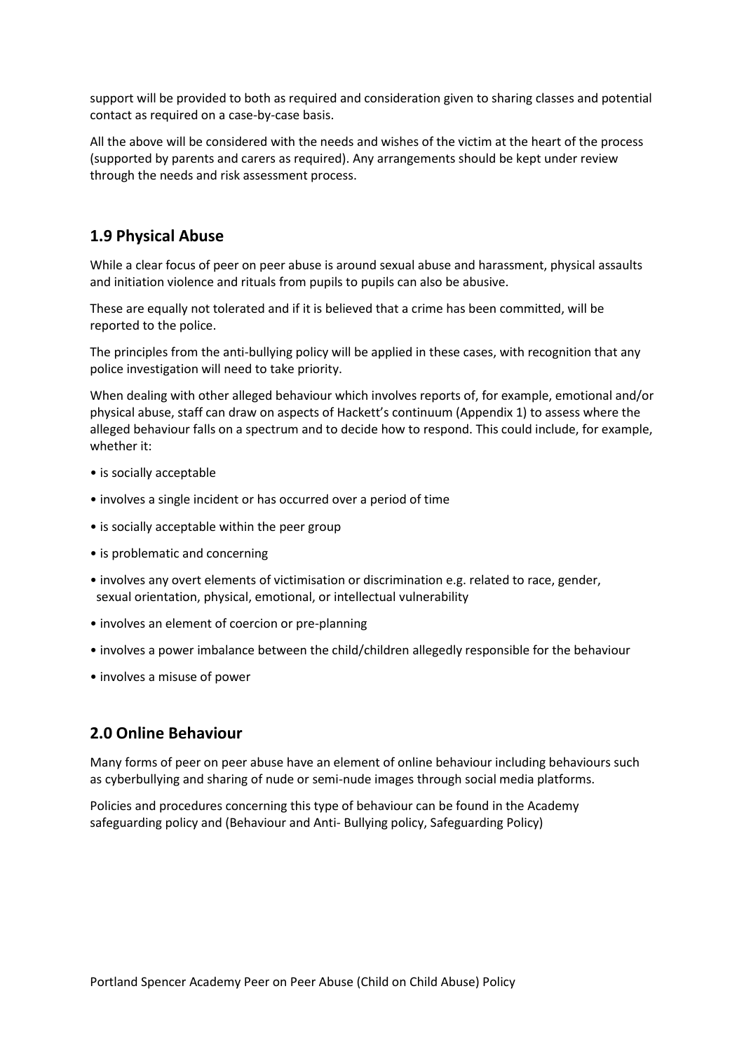support will be provided to both as required and consideration given to sharing classes and potential contact as required on a case-by-case basis.

All the above will be considered with the needs and wishes of the victim at the heart of the process (supported by parents and carers as required). Any arrangements should be kept under review through the needs and risk assessment process.

## 1.9 Physical Abuse

While a clear focus of peer on peer abuse is around sexual abuse and harassment, physical assaults and initiation violence and rituals from pupils to pupils can also be abusive.

These are equally not tolerated and if it is believed that a crime has been committed, will be reported to the police.

The principles from the anti-bullying policy will be applied in these cases, with recognition that any police investigation will need to take priority.

When dealing with other alleged behaviour which involves reports of, for example, emotional and/or physical abuse, staff can draw on aspects of Hackett's continuum (Appendix 1) to assess where the alleged behaviour falls on a spectrum and to decide how to respond. This could include, for example, whether it:

- is socially acceptable
- involves a single incident or has occurred over a period of time
- is socially acceptable within the peer group
- is problematic and concerning
- involves any overt elements of victimisation or discrimination e.g. related to race, gender, sexual orientation, physical, emotional, or intellectual vulnerability
- involves an element of coercion or pre-planning
- involves a power imbalance between the child/children allegedly responsible for the behaviour
- involves a misuse of power

## 2.0 Online Behaviour

Many forms of peer on peer abuse have an element of online behaviour including behaviours such as cyberbullying and sharing of nude or semi-nude images through social media platforms.

Policies and procedures concerning this type of behaviour can be found in the Academy safeguarding policy and (Behaviour and Anti- Bullying policy, Safeguarding Policy)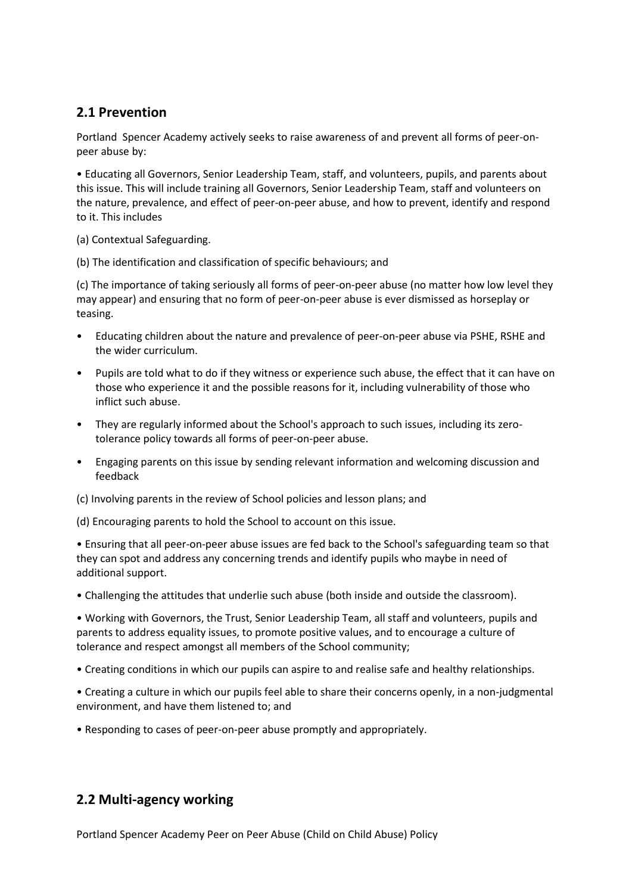## 2.1 Prevention

Portland Spencer Academy actively seeks to raise awareness of and prevent all forms of peer-on-peer abuse by:

• Educating all Governors, Senior Leadership Team, staff, and volunteers, pupils, and parents about this issue. This will include training all Governors, Senior Leadership Team, staff and volunteers on the nature, prevalence, and effect of peer-on-peer abuse, and how to prevent, identify and respond to it. This includes

(a) Contextual Safeguarding.

(b) The identification and classification of specific behaviours; and

(c) The importance of taking seriously all forms of peer-on-peer abuse (no matter how low level they may appear) and ensuring that no form of peer-on-peer abuse is ever dismissed as horseplay or teasing.

- Educating children about the nature and prevalence of peer-on-peer abuse via PSHE, RSHE and the wider curriculum.
- Pupils are told what to do if they witness or experience such abuse, the effect that it can have on those who experience it and the possible reasons for it, including vulnerability of those who inflict such abuse.
- They are regularly informed about the School's approach to such issues, including its zero-tolerance policy towards all forms of peer-on-peer abuse.
- Engaging parents on this issue by sending relevant information and welcoming discussion and feedback

(c) Involving parents in the review of School policies and lesson plans; and

(d) Encouraging parents to hold the School to account on this issue.

• Ensuring that all peer-on-peer abuse issues are fed back to the School's safeguarding team so that they can spot and address any concerning trends and identify pupils who maybe in need of additional support.

• Challenging the attitudes that underlie such abuse (both inside and outside the classroom).

• Working with Governors, the Trust, Senior Leadership Team, all staff and volunteers, pupils and parents to address equality issues, to promote positive values, and to encourage a culture of tolerance and respect amongst all members of the School community;

• Creating conditions in which our pupils can aspire to and realise safe and healthy relationships.

• Creating a culture in which our pupils feel able to share their concerns openly, in a non-judgmental environment, and have them listened to; and

• Responding to cases of peer-on-peer abuse promptly and appropriately.

## 2.2 Multi-agency working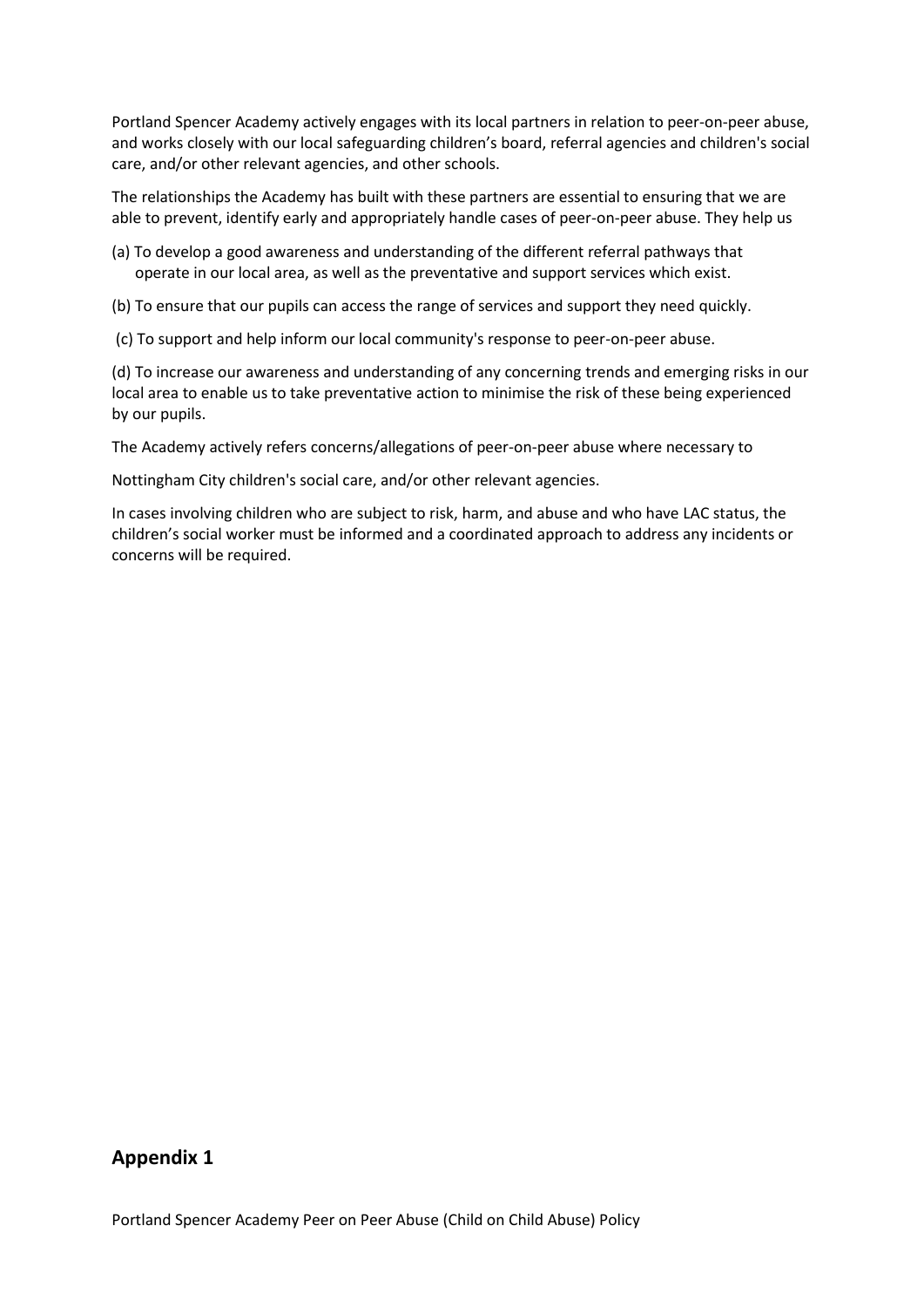Portland Spencer Academy actively engages with its local partners in relation to peer-on-peer abuse, and works closely with our local safeguarding children's board, referral agencies and children's social care, and/or other relevant agencies, and other schools.

The relationships the Academy has built with these partners are essential to ensuring that we are able to prevent, identify early and appropriately handle cases of peer-on-peer abuse. They help us

(a) To develop a good awareness and understanding of the different referral pathways that operate in our local area, as well as the preventative and support services which exist.

(b) To ensure that our pupils can access the range of services and support they need quickly.

(c) To support and help inform our local community's response to peer-on-peer abuse.

(d) To increase our awareness and understanding of any concerning trends and emerging risks in our local area to enable us to take preventative action to minimise the risk of these being experienced by our pupils.

The Academy actively refers concerns/allegations of peer-on-peer abuse where necessary to

Nottingham City children's social care, and/or other relevant agencies.

In cases involving children who are subject to risk, harm, and abuse and who have LAC status, the children's social worker must be informed and a coordinated approach to address any incidents or concerns will be required.

## Appendix 1

Portland Spencer Academy Peer on Peer Abuse (Child on Child Abuse) Policy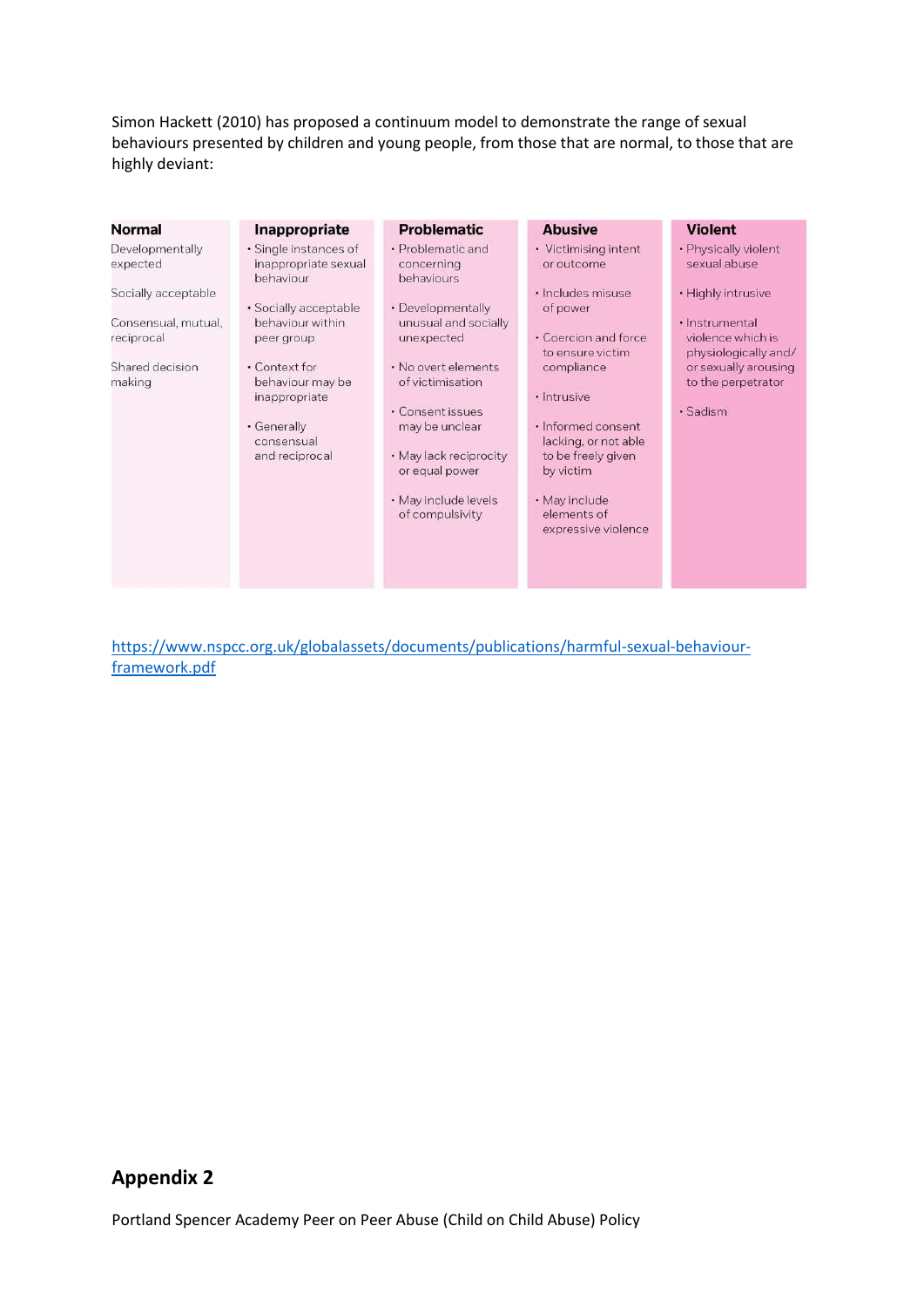Simon Hackett (2010) has proposed a continuum model to demonstrate the range of sexual behaviours presented by children and young people, from those that are normal, to those that are highly deviant:

| Normal | Inappropriate | Problematic | Abusive | Violent |
|---|---|---|---|---|
| Developmentally expected<br><br>Socially acceptable<br><br>Consensual, mutual, reciprocal<br><br>Shared decision making | • Single instances of inappropriate sexual behaviour<br>• Socially acceptable behaviour within peer group<br>• Context for behaviour may be inappropriate<br>• Generally consensual and reciprocal | • Problematic and concerning behaviours<br>• Developmentally unusual and socially unexpected<br>• No overt elements of victimisation<br>• Consent issues may be unclear<br>• May lack reciprocity or equal power<br>• May include levels of compulsivity | • Victimising intent or outcome<br>• Includes misuse of power<br>• Coercion and force to ensure victim compliance<br>• Intrusive<br>• Informed consent lacking, or not able to be freely given by victim<br>• May include elements of expressive violence | • Physically violent sexual abuse<br>• Highly intrusive<br>• Instrumental violence which is physiologically and/or sexually arousing to the perpetrator<br>• Sadism |

https://www.nspcc.org.uk/globalassets/documents/publications/harmful-sexual-behaviour-framework.pdf

## Appendix 2

Portland Spencer Academy Peer on Peer Abuse (Child on Child Abuse) Policy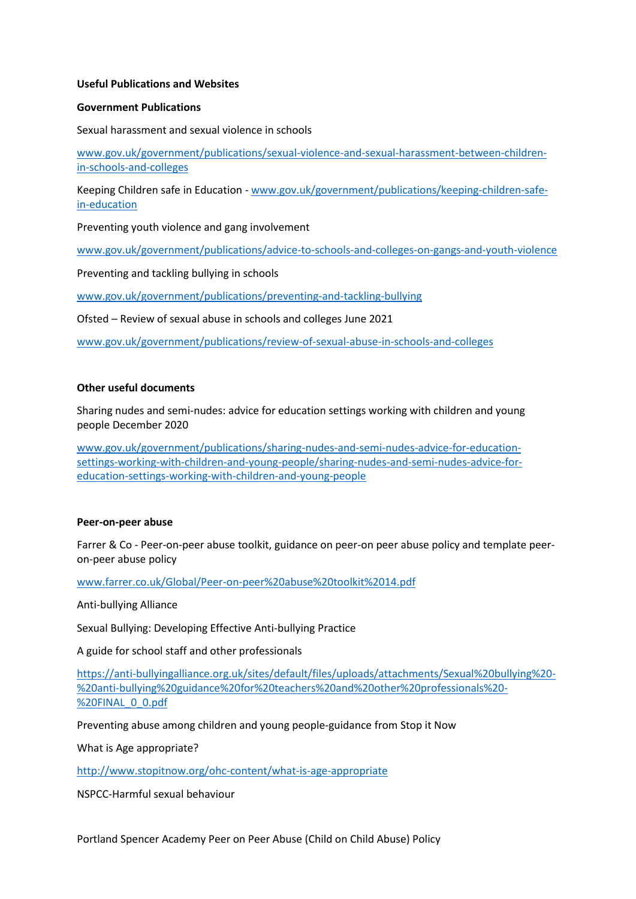**Useful Publications and Websites**

**Government Publications**

Sexual harassment and sexual violence in schools

www.gov.uk/government/publications/sexual-violence-and-sexual-harassment-between-children-in-schools-and-colleges

Keeping Children safe in Education - www.gov.uk/government/publications/keeping-children-safe-in-education

Preventing youth violence and gang involvement

www.gov.uk/government/publications/advice-to-schools-and-colleges-on-gangs-and-youth-violence

Preventing and tackling bullying in schools

www.gov.uk/government/publications/preventing-and-tackling-bullying

Ofsted – Review of sexual abuse in schools and colleges June 2021

www.gov.uk/government/publications/review-of-sexual-abuse-in-schools-and-colleges

**Other useful documents**

Sharing nudes and semi-nudes: advice for education settings working with children and young people December 2020

www.gov.uk/government/publications/sharing-nudes-and-semi-nudes-advice-for-education-settings-working-with-children-and-young-people/sharing-nudes-and-semi-nudes-advice-for-education-settings-working-with-children-and-young-people

**Peer-on-peer abuse**

Farrer & Co - Peer-on-peer abuse toolkit, guidance on peer-on peer abuse policy and template peer-on-peer abuse policy

www.farrer.co.uk/Global/Peer-on-peer%20abuse%20toolkit%2014.pdf

Anti-bullying Alliance

Sexual Bullying: Developing Effective Anti-bullying Practice

A guide for school staff and other professionals

https://anti-bullyingalliance.org.uk/sites/default/files/uploads/attachments/Sexual%20bullying%20-%20anti-bullying%20guidance%20for%20teachers%20and%20other%20professionals%20-%20FINAL_0_0.pdf

Preventing abuse among children and young people-guidance from Stop it Now

What is Age appropriate?

http://www.stopitnow.org/ohc-content/what-is-age-appropriate

NSPCC-Harmful sexual behaviour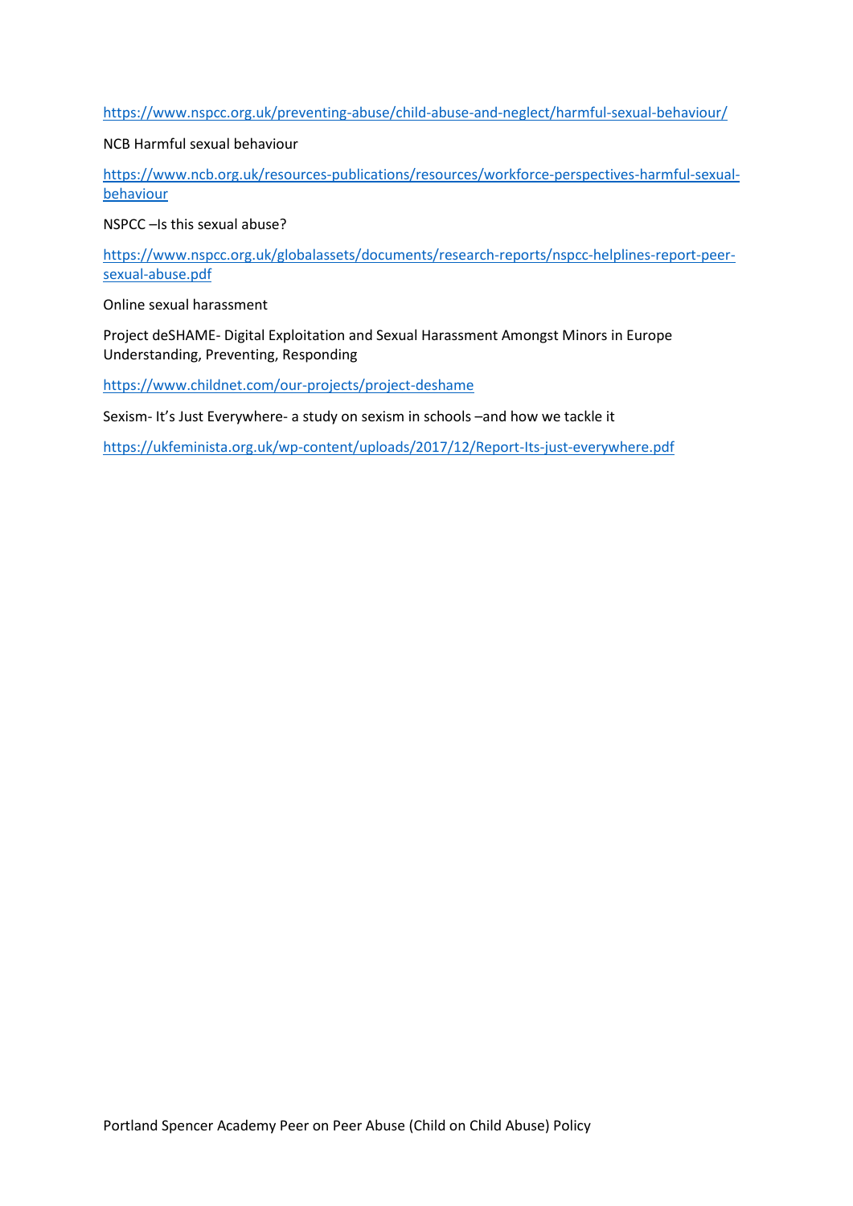https://www.nspcc.org.uk/preventing-abuse/child-abuse-and-neglect/harmful-sexual-behaviour/

NCB Harmful sexual behaviour

https://www.ncb.org.uk/resources-publications/resources/workforce-perspectives-harmful-sexual-behaviour

NSPCC –Is this sexual abuse?

https://www.nspcc.org.uk/globalassets/documents/research-reports/nspcc-helplines-report-peer-sexual-abuse.pdf

Online sexual harassment

Project deSHAME- Digital Exploitation and Sexual Harassment Amongst Minors in Europe Understanding, Preventing, Responding

https://www.childnet.com/our-projects/project-deshame

Sexism- It's Just Everywhere- a study on sexism in schools –and how we tackle it

https://ukfeminista.org.uk/wp-content/uploads/2017/12/Report-Its-just-everywhere.pdf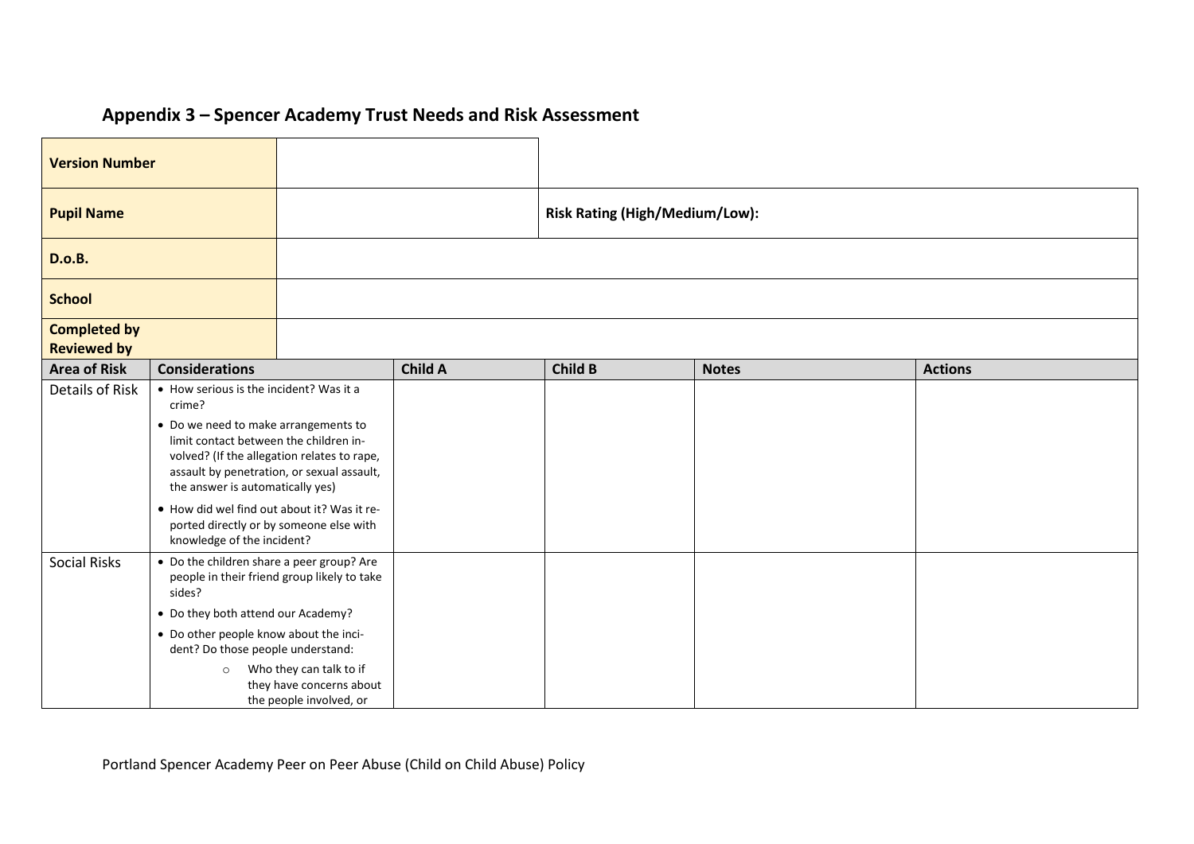## Appendix 3 – Spencer Academy Trust Needs and Risk Assessment

| **Version Number** | | |
|---|---|---|
| **Pupil Name** | | **Risk Rating (High/Medium/Low):** |
| **D.o.B.** | | |
| **School** | | |
| **Completed by** <br> **Reviewed by** | | |

| **Area of Risk** | **Considerations** | **Child A** | **Child B** | **Notes** | **Actions** |
|---|---|---|---|---|---|
| Details of Risk | • How serious is the incident? Was it a crime?<br>• Do we need to make arrangements to limit contact between the children involved? (If the allegation relates to rape, assault by penetration, or sexual assault, the answer is automatically yes)<br>• How did wel find out about it? Was it reported directly or by someone else with knowledge of the incident? | | | | |
| Social Risks | • Do the children share a peer group? Are people in their friend group likely to take sides?<br>• Do they both attend our Academy?<br>• Do other people know about the incident? Do those people understand:<br>  ○ Who they can talk to if they have concerns about the people involved, or | | | | |

Portland Spencer Academy Peer on Peer Abuse (Child on Child Abuse) Policy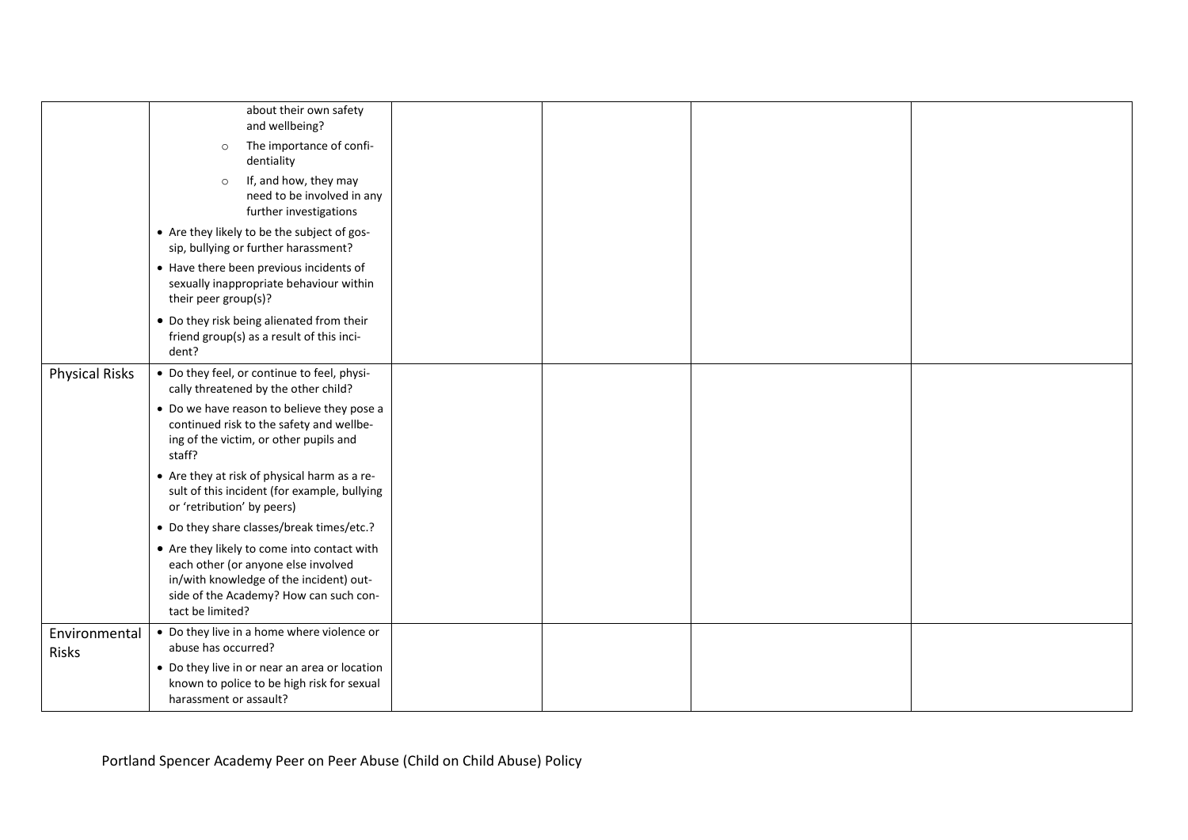| | | | | | |
|---|---|---|---|---|---|
| | about their own safety and wellbeing?<br>○ The importance of confidentiality<br>○ If, and how, they may need to be involved in any further investigations<br>• Are they likely to be the subject of gossip, bullying or further harassment?<br>• Have there been previous incidents of sexually inappropriate behaviour within their peer group(s)?<br>• Do they risk being alienated from their friend group(s) as a result of this incident? | | | | |
| Physical Risks | • Do they feel, or continue to feel, physically threatened by the other child?<br>• Do we have reason to believe they pose a continued risk to the safety and wellbeing of the victim, or other pupils and staff?<br>• Are they at risk of physical harm as a result of this incident (for example, bullying or 'retribution' by peers)<br>• Do they share classes/break times/etc.?<br>• Are they likely to come into contact with each other (or anyone else involved in/with knowledge of the incident) outside of the Academy? How can such contact be limited? | | | | |
| Environmental Risks | • Do they live in a home where violence or abuse has occurred?<br>• Do they live in or near an area or location known to police to be high risk for sexual harassment or assault? | | | | |

Portland Spencer Academy Peer on Peer Abuse (Child on Child Abuse) Policy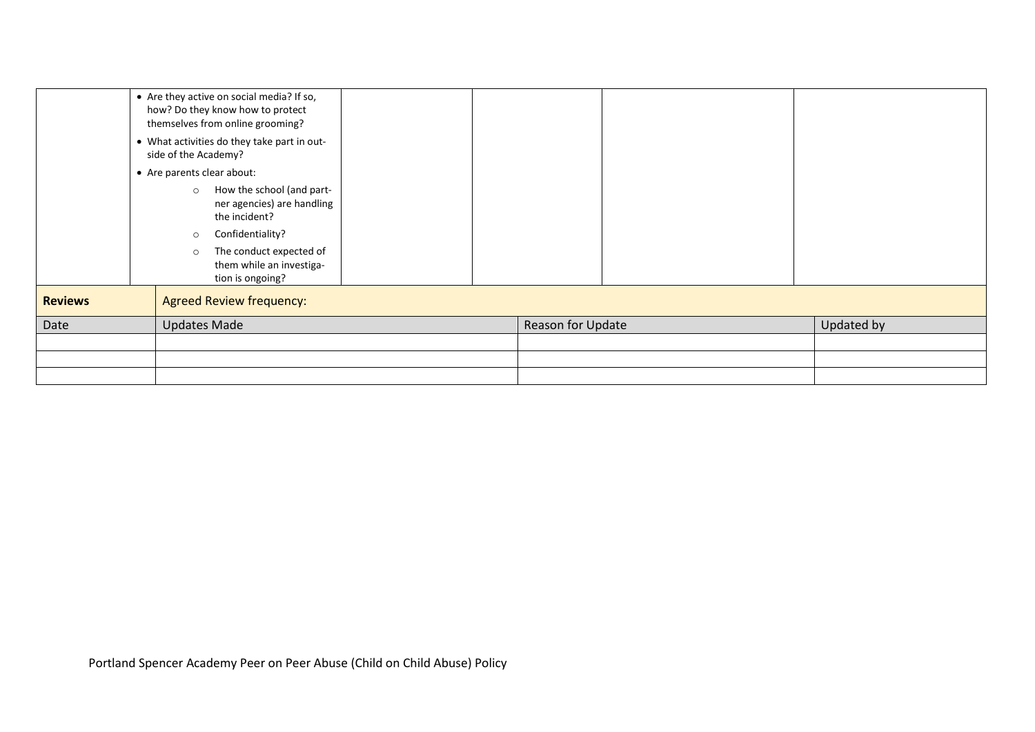| | | | | | |
|---|---|---|---|---|---|
| | • Are they active on social media? If so, how? Do they know how to protect themselves from online grooming?<br>• What activities do they take part in outside of the Academy?<br>• Are parents clear about:<br>&nbsp;&nbsp;&nbsp;&nbsp;○ How the school (and partner agencies) are handling the incident?<br>&nbsp;&nbsp;&nbsp;&nbsp;○ Confidentiality?<br>&nbsp;&nbsp;&nbsp;&nbsp;○ The conduct expected of them while an investigation is ongoing? | | | | |

| **Reviews** | Agreed Review frequency: | | |
|---|---|---|---|
| Date | Updates Made | Reason for Update | Updated by |
| | | | |
| | | | |
| | | | |

Portland Spencer Academy Peer on Peer Abuse (Child on Child Abuse) Policy